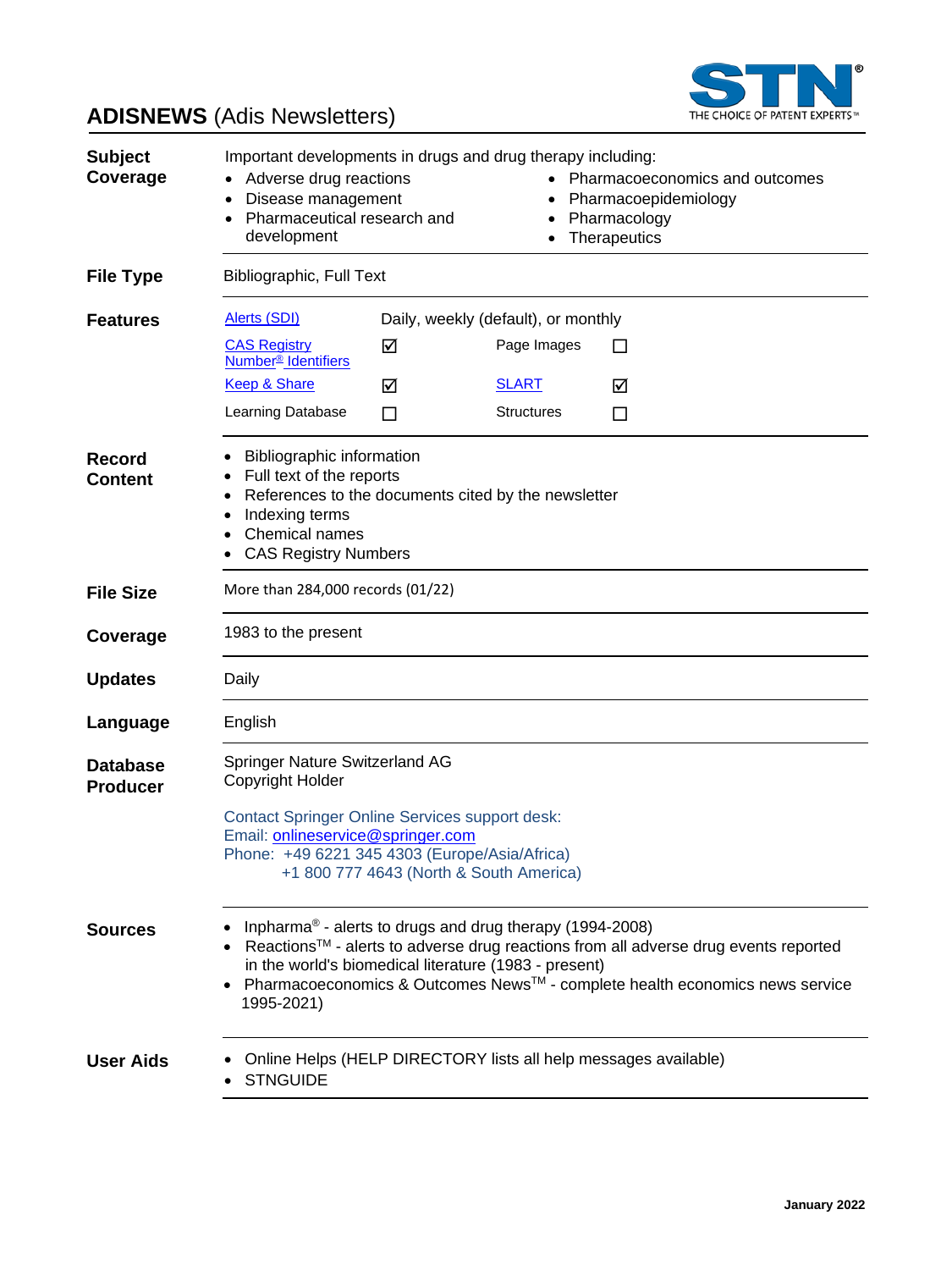# ADISNEWS (Adis Newsletters)

**Subject Coverage**

Important developments in drugs and drug therapy including:

- Adverse drug reactions
- Disease management
- Pharmaceutical research and development
- Pharmacoeconomics and outcomes
- Pharmacoepidemiology
- Pharmacology
- Therapeutics

**File Type**

Bibliographic, Full Text

**Features**

Alerts (SDI) — Daily, weekly (default), or monthly

| Feature | | Feature | |
|---|---|---|---|
| CAS Registry Number® Identifiers | ☑ | Page Images | ☐ |
| Keep & Share | ☑ | SLART | ☑ |
| Learning Database | ☐ | Structures | ☐ |

**Record Content**

- Bibliographic information
- Full text of the reports
- References to the documents cited by the newsletter
- Indexing terms
- Chemical names
- CAS Registry Numbers

**File Size**

More than 284,000 records (01/22)

**Coverage**

1983 to the present

**Updates**

Daily

**Language**

English

**Database Producer**

Springer Nature Switzerland AG
Copyright Holder

Contact Springer Online Services support desk:
Email: onlineservice@springer.com
Phone: +49 6221 345 4303 (Europe/Asia/Africa)
+1 800 777 4643 (North & South America)

**Sources**

- Inpharma® - alerts to drugs and drug therapy (1994-2008)
- Reactions™ - alerts to adverse drug reactions from all adverse drug events reported in the world's biomedical literature (1983 - present)
- Pharmacoeconomics & Outcomes News™ - complete health economics news service 1995-2021)

**User Aids**

- Online Helps (HELP DIRECTORY lists all help messages available)
- STNGUIDE

January 2022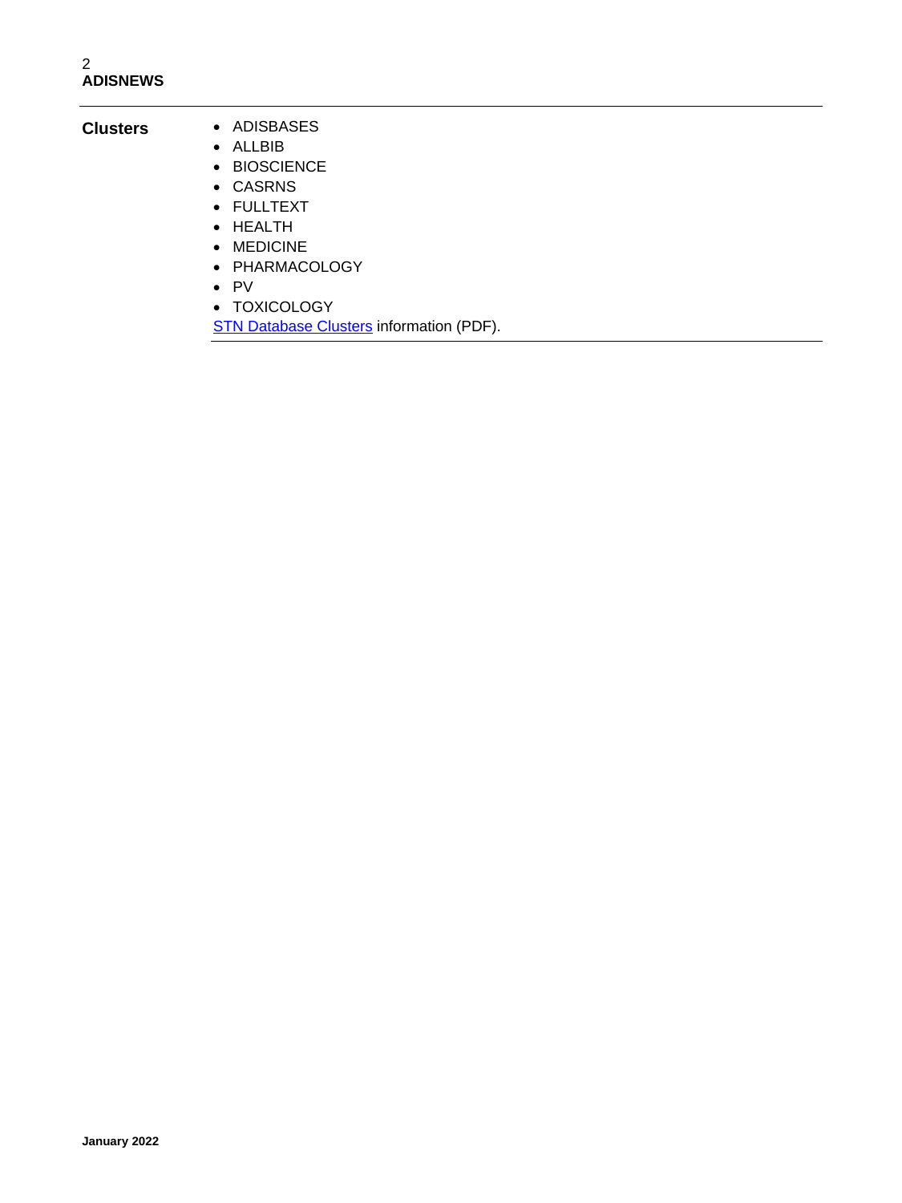**Clusters**

- ADISBASES
- ALLBIB
- BIOSCIENCE
- CASRNS
- FULLTEXT
- HEALTH
- MEDICINE
- PHARMACOLOGY
- PV
- TOXICOLOGY

STN Database Clusters information (PDF).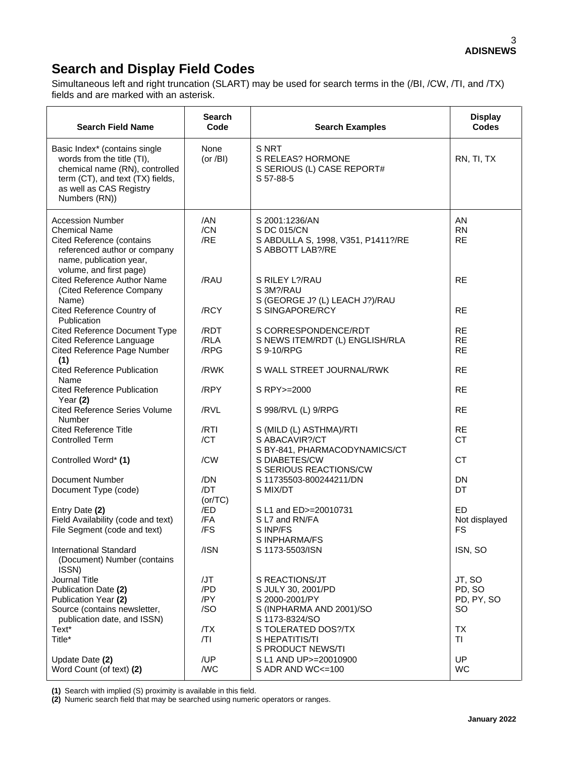# Search and Display Field Codes

Simultaneous left and right truncation (SLART) may be used for search terms in the (/BI, /CW, /TI, and /TX) fields and are marked with an asterisk.

| Search Field Name | Search Code | Search Examples | Display Codes |
|---|---|---|---|
| Basic Index* (contains single words from the title (TI), chemical name (RN), controlled term (CT), and text (TX) fields, as well as CAS Registry Numbers (RN)) | None (or /BI) | S NRT<br>S RELEAS? HORMONE<br>S SERIOUS (L) CASE REPORT#<br>S 57-88-5 | RN, TI, TX |
| Accession Number | /AN | S 2001:1236/AN | AN |
| Chemical Name | /CN | S DC 015/CN | RN |
| Cited Reference (contains referenced author or company name, publication year, volume, and first page) | /RE | S ABDULLA S, 1998, V351, P1411?/RE<br>S ABBOTT LAB?/RE | RE |
| Cited Reference Author Name (Cited Reference Company Name) | /RAU | S RILEY L?/RAU<br>S 3M?/RAU<br>S (GEORGE J? (L) LEACH J?)/RAU | RE |
| Cited Reference Country of Publication | /RCY | S SINGAPORE/RCY | RE |
| Cited Reference Document Type | /RDT | S CORRESPONDENCE/RDT | RE |
| Cited Reference Language | /RLA | S NEWS ITEM/RDT (L) ENGLISH/RLA | RE |
| Cited Reference Page Number **(1)** | /RPG | S 9-10/RPG | RE |
| Cited Reference Publication Name | /RWK | S WALL STREET JOURNAL/RWK | RE |
| Cited Reference Publication Year **(2)** | /RPY | S RPY>=2000 | RE |
| Cited Reference Series Volume Number | /RVL | S 998/RVL (L) 9/RPG | RE |
| Cited Reference Title | /RTI | S (MILD (L) ASTHMA)/RTI | RE |
| Controlled Term | /CT | S ABACAVIR?/CT<br>S BY-841, PHARMACODYNAMICS/CT | CT |
| Controlled Word* **(1)** | /CW | S DIABETES/CW<br>S SERIOUS REACTIONS/CW | CT |
| Document Number | /DN | S 11735503-800244211/DN | DN |
| Document Type (code) | /DT (or/TC) | S MIX/DT | DT |
| Entry Date **(2)** | /ED | S L1 and ED>=20010731 | ED |
| Field Availability (code and text) | /FA | S L7 and RN/FA | Not displayed |
| File Segment (code and text) | /FS | S INP/FS<br>S INPHARMA/FS | FS |
| International Standard (Document) Number (contains ISSN) | /ISN | S 1173-5503/ISN | ISN, SO |
| Journal Title | /JT | S REACTIONS/JT | JT, SO |
| Publication Date **(2)** | /PD | S JULY 30, 2001/PD | PD, SO |
| Publication Year **(2)** | /PY | S 2000-2001/PY | PD, PY, SO |
| Source (contains newsletter, publication date, and ISSN) | /SO | S (INPHARMA AND 2001)/SO<br>S 1173-8324/SO | SO |
| Text* | /TX | S TOLERATED DOS?/TX | TX |
| Title* | /TI | S HEPATITIS/TI<br>S PRODUCT NEWS/TI | TI |
| Update Date **(2)** | /UP | S L1 AND UP>=20010900 | UP |
| Word Count (of text) **(2)** | /WC | S ADR AND WC<=100 | WC |

**(1)** Search with implied (S) proximity is available in this field.
**(2)** Numeric search field that may be searched using numeric operators or ranges.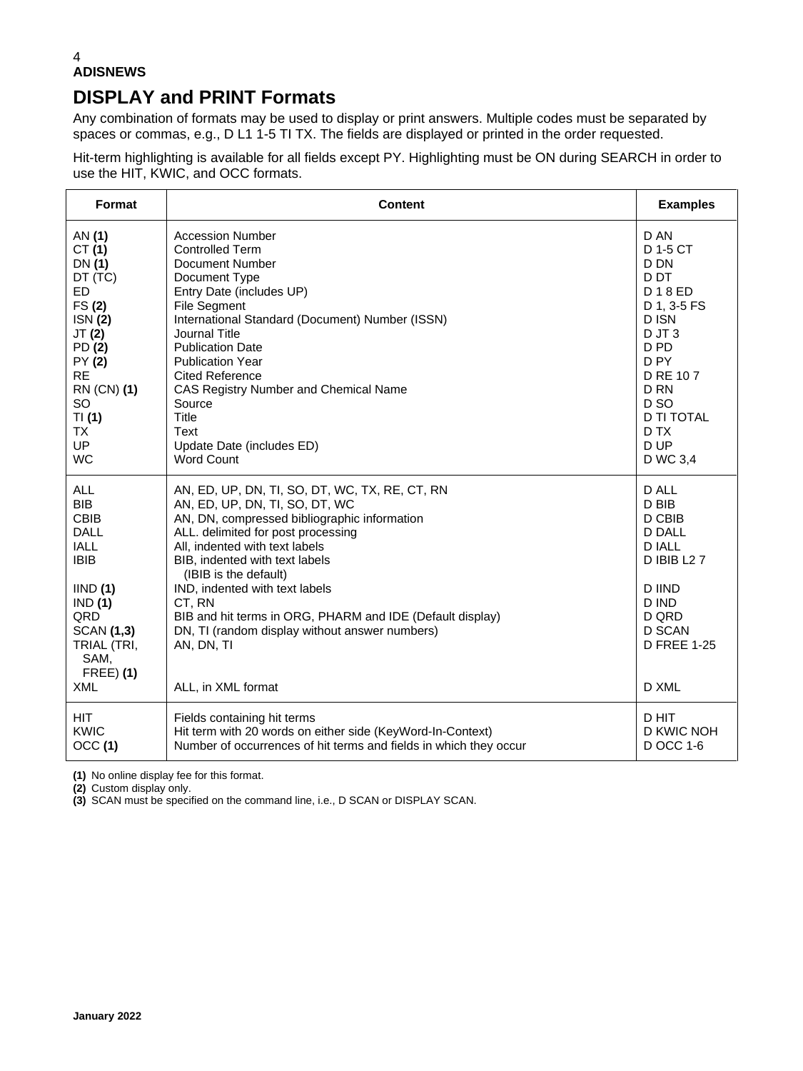# DISPLAY and PRINT Formats

Any combination of formats may be used to display or print answers. Multiple codes must be separated by spaces or commas, e.g., D L1 1-5 TI TX. The fields are displayed or printed in the order requested.

Hit-term highlighting is available for all fields except PY. Highlighting must be ON during SEARCH in order to use the HIT, KWIC, and OCC formats.

| Format | Content | Examples |
|---|---|---|
| AN **(1)** | Accession Number | D AN |
| CT **(1)** | Controlled Term | D 1-5 CT |
| DN **(1)** | Document Number | D DN |
| DT (TC) | Document Type | D DT |
| ED | Entry Date (includes UP) | D 1 8 ED |
| FS **(2)** | File Segment | D 1, 3-5 FS |
| ISN **(2)** | International Standard (Document) Number (ISSN) | D ISN |
| JT **(2)** | Journal Title | D JT 3 |
| PD **(2)** | Publication Date | D PD |
| PY **(2)** | Publication Year | D PY |
| RE | Cited Reference | D RE 10 7 |
| RN (CN) **(1)** | CAS Registry Number and Chemical Name | D RN |
| SO | Source | D SO |
| TI **(1)** | Title | D TI TOTAL |
| TX | Text | D TX |
| UP | Update Date (includes ED) | D UP |
| WC | Word Count | D WC 3,4 |
| ALL | AN, ED, UP, DN, TI, SO, DT, WC, TX, RE, CT, RN | D ALL |
| BIB | AN, ED, UP, DN, TI, SO, DT, WC | D BIB |
| CBIB | AN, DN, compressed bibliographic information | D CBIB |
| DALL | ALL. delimited for post processing | D DALL |
| IALL | All, indented with text labels | D IALL |
| IBIB | BIB, indented with text labels (IBIB is the default) | D IBIB L2 7 |
| IIND **(1)** | IND, indented with text labels | D IIND |
| IND **(1)** | CT, RN | D IND |
| QRD | BIB and hit terms in ORG, PHARM and IDE (Default display) | D QRD |
| SCAN **(1,3)** | DN, TI (random display without answer numbers) | D SCAN |
| TRIAL (TRI, SAM, FREE) **(1)** | AN, DN, TI | D FREE 1-25 |
| XML | ALL, in XML format | D XML |
| HIT | Fields containing hit terms | D HIT |
| KWIC | Hit term with 20 words on either side (KeyWord-In-Context) | D KWIC NOH |
| OCC **(1)** | Number of occurrences of hit terms and fields in which they occur | D OCC 1-6 |

**(1)** No online display fee for this format.
**(2)** Custom display only.
**(3)** SCAN must be specified on the command line, i.e., D SCAN or DISPLAY SCAN.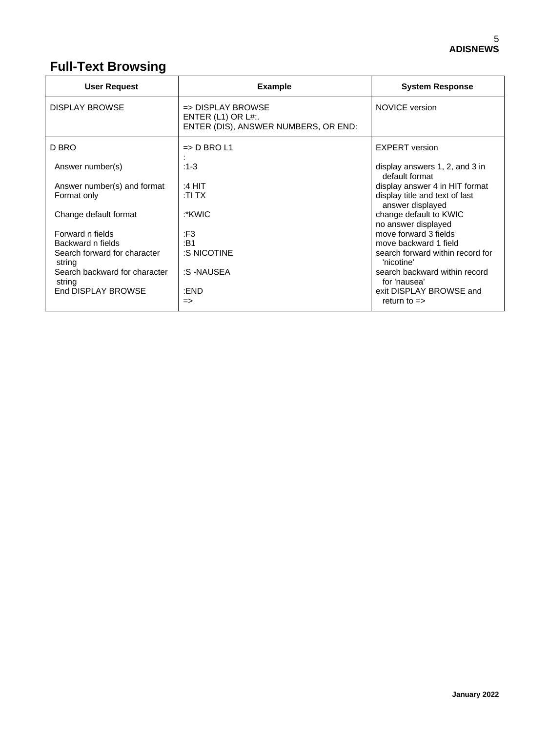## Full-Text Browsing

| User Request | Example | System Response |
|---|---|---|
| DISPLAY BROWSE | => DISPLAY BROWSE<br>ENTER (L1) OR L#:.<br>ENTER (DIS), ANSWER NUMBERS, OR END: | NOVICE version |
| D BRO | => D BRO L1<br>: | EXPERT version |
| Answer number(s) | :1-3 | display answers 1, 2, and 3 in default format |
| Answer number(s) and format | :4 HIT | display answer 4 in HIT format |
| Format only | :TI TX | display title and text of last answer displayed |
| Change default format | :*KWIC | change default to KWIC<br>no answer displayed |
| Forward n fields | :F3 | move forward 3 fields |
| Backward n fields | :B1 | move backward 1 field |
| Search forward for character string | :S NICOTINE | search forward within record for 'nicotine' |
| Search backward for character string | :S -NAUSEA | search backward within record for 'nausea' |
| End DISPLAY BROWSE | :END<br>=> | exit DISPLAY BROWSE and return to => |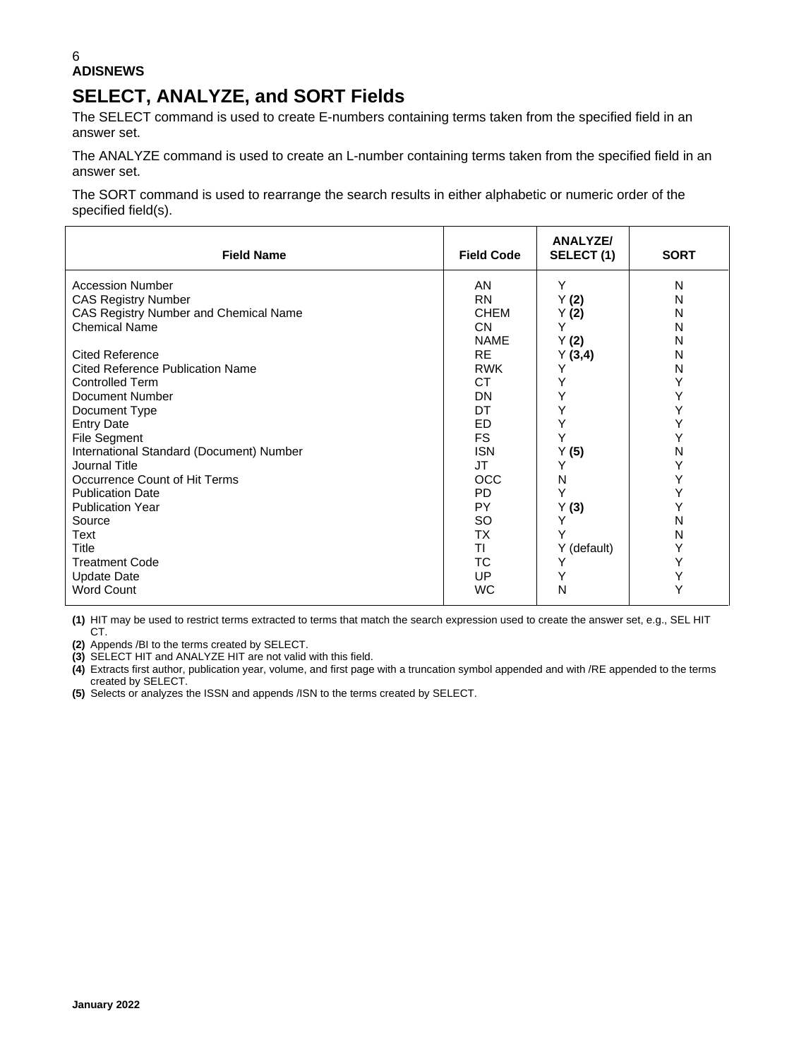## SELECT, ANALYZE, and SORT Fields

The SELECT command is used to create E-numbers containing terms taken from the specified field in an answer set.

The ANALYZE command is used to create an L-number containing terms taken from the specified field in an answer set.

The SORT command is used to rearrange the search results in either alphabetic or numeric order of the specified field(s).

| Field Name | Field Code | ANALYZE/ SELECT (1) | SORT |
|---|---|---|---|
| Accession Number | AN | Y | N |
| CAS Registry Number | RN | Y **(2)** | N |
| CAS Registry Number and Chemical Name | CHEM | Y **(2)** | N |
| Chemical Name | CN | Y | N |
| | NAME | Y **(2)** | N |
| Cited Reference | RE | Y **(3,4)** | N |
| Cited Reference Publication Name | RWK | Y | N |
| Controlled Term | CT | Y | Y |
| Document Number | DN | Y | Y |
| Document Type | DT | Y | Y |
| Entry Date | ED | Y | Y |
| File Segment | FS | Y | Y |
| International Standard (Document) Number | ISN | Y **(5)** | N |
| Journal Title | JT | Y | Y |
| Occurrence Count of Hit Terms | OCC | N | Y |
| Publication Date | PD | Y | Y |
| Publication Year | PY | Y **(3)** | Y |
| Source | SO | Y | N |
| Text | TX | Y | N |
| Title | TI | Y (default) | Y |
| Treatment Code | TC | Y | Y |
| Update Date | UP | Y | Y |
| Word Count | WC | N | Y |

**(1)** HIT may be used to restrict terms extracted to terms that match the search expression used to create the answer set, e.g., SEL HIT CT.

**(2)** Appends /BI to the terms created by SELECT.

**(3)** SELECT HIT and ANALYZE HIT are not valid with this field.

**(4)** Extracts first author, publication year, volume, and first page with a truncation symbol appended and with /RE appended to the terms created by SELECT.

**(5)** Selects or analyzes the ISSN and appends /ISN to the terms created by SELECT.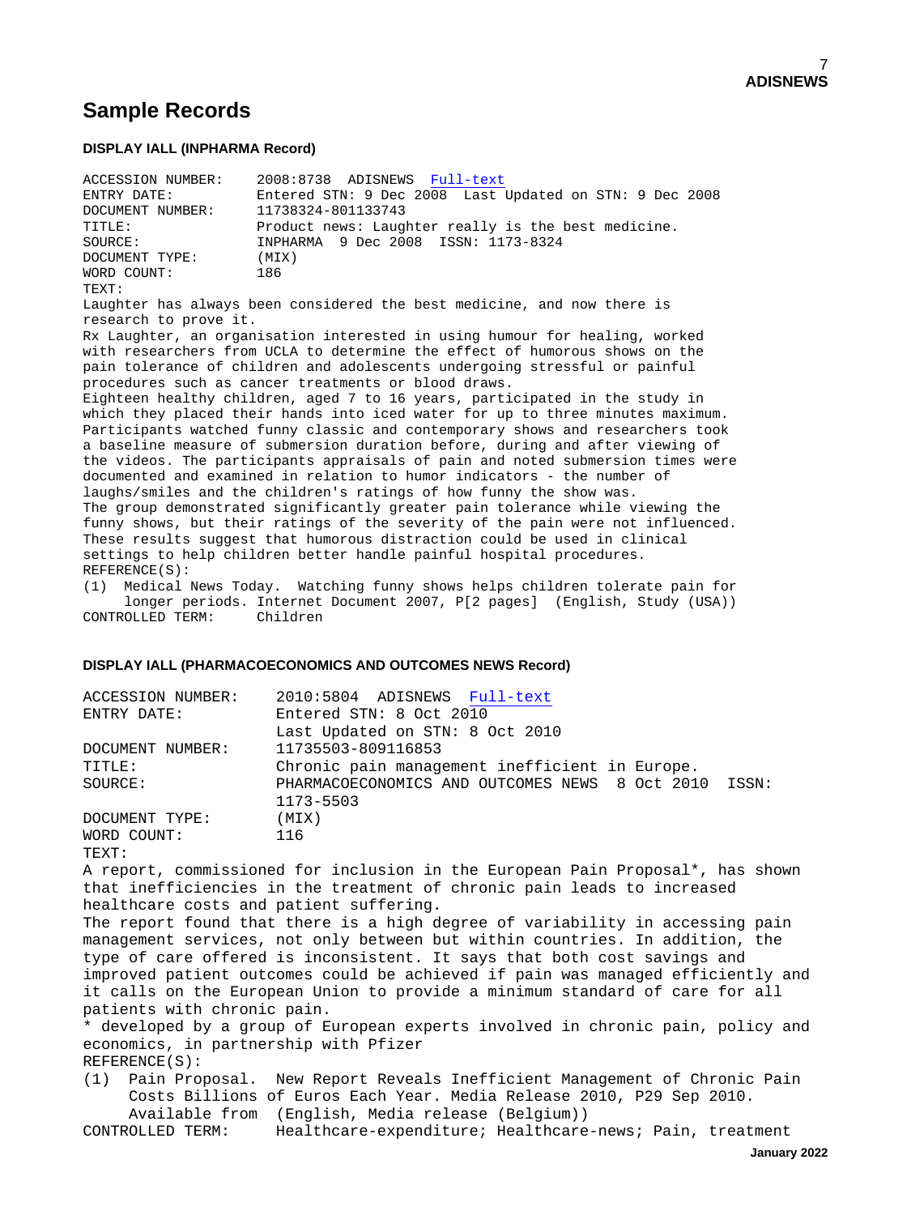## Sample Records

#### DISPLAY IALL (INPHARMA Record)

```
ACCESSION NUMBER:    2008:8738  ADISNEWS  Full-text
ENTRY DATE:          Entered STN: 9 Dec 2008  Last Updated on STN: 9 Dec 2008
DOCUMENT NUMBER:     11738324-801133743
TITLE:               Product news: Laughter really is the best medicine.
SOURCE:              INPHARMA  9 Dec 2008  ISSN: 1173-8324
DOCUMENT TYPE:       (MIX)
WORD COUNT:          186
TEXT:
Laughter has always been considered the best medicine, and now there is
research to prove it.
Rx Laughter, an organisation interested in using humour for healing, worked
with researchers from UCLA to determine the effect of humorous shows on the
pain tolerance of children and adolescents undergoing stressful or painful
procedures such as cancer treatments or blood draws.
Eighteen healthy children, aged 7 to 16 years, participated in the study in
which they placed their hands into iced water for up to three minutes maximum.
Participants watched funny classic and contemporary shows and researchers took
a baseline measure of submersion duration before, during and after viewing of
the videos. The participants appraisals of pain and noted submersion times were
documented and examined in relation to humor indicators - the number of
laughs/smiles and the children's ratings of how funny the show was.
The group demonstrated significantly greater pain tolerance while viewing the
funny shows, but their ratings of the severity of the pain were not influenced.
These results suggest that humorous distraction could be used in clinical
settings to help children better handle painful hospital procedures.
REFERENCE(S):
(1)  Medical News Today.  Watching funny shows helps children tolerate pain for
     longer periods. Internet Document 2007, P[2 pages]  (English, Study (USA))
CONTROLLED TERM:     Children
```

#### DISPLAY IALL (PHARMACOECONOMICS AND OUTCOMES NEWS Record)

```
ACCESSION NUMBER:    2010:5804  ADISNEWS  Full-text
ENTRY DATE:          Entered STN: 8 Oct 2010
                     Last Updated on STN: 8 Oct 2010
DOCUMENT NUMBER:     11735503-809116853
TITLE:               Chronic pain management inefficient in Europe.
SOURCE:              PHARMACOECONOMICS AND OUTCOMES NEWS  8 Oct 2010  ISSN:
                     1173-5503
DOCUMENT TYPE:       (MIX)
WORD COUNT:          116
TEXT:
A report, commissioned for inclusion in the European Pain Proposal*, has shown
that inefficiencies in the treatment of chronic pain leads to increased
healthcare costs and patient suffering.
The report found that there is a high degree of variability in accessing pain
management services, not only between but within countries. In addition, the
type of care offered is inconsistent. It says that both cost savings and
improved patient outcomes could be achieved if pain was managed efficiently and
it calls on the European Union to provide a minimum standard of care for all
patients with chronic pain.
* developed by a group of European experts involved in chronic pain, policy and
economics, in partnership with Pfizer
REFERENCE(S):
(1)  Pain Proposal.  New Report Reveals Inefficient Management of Chronic Pain
     Costs Billions of Euros Each Year. Media Release 2010, P29 Sep 2010.
     Available from  (English, Media release (Belgium))
CONTROLLED TERM:     Healthcare-expenditure; Healthcare-news; Pain, treatment
```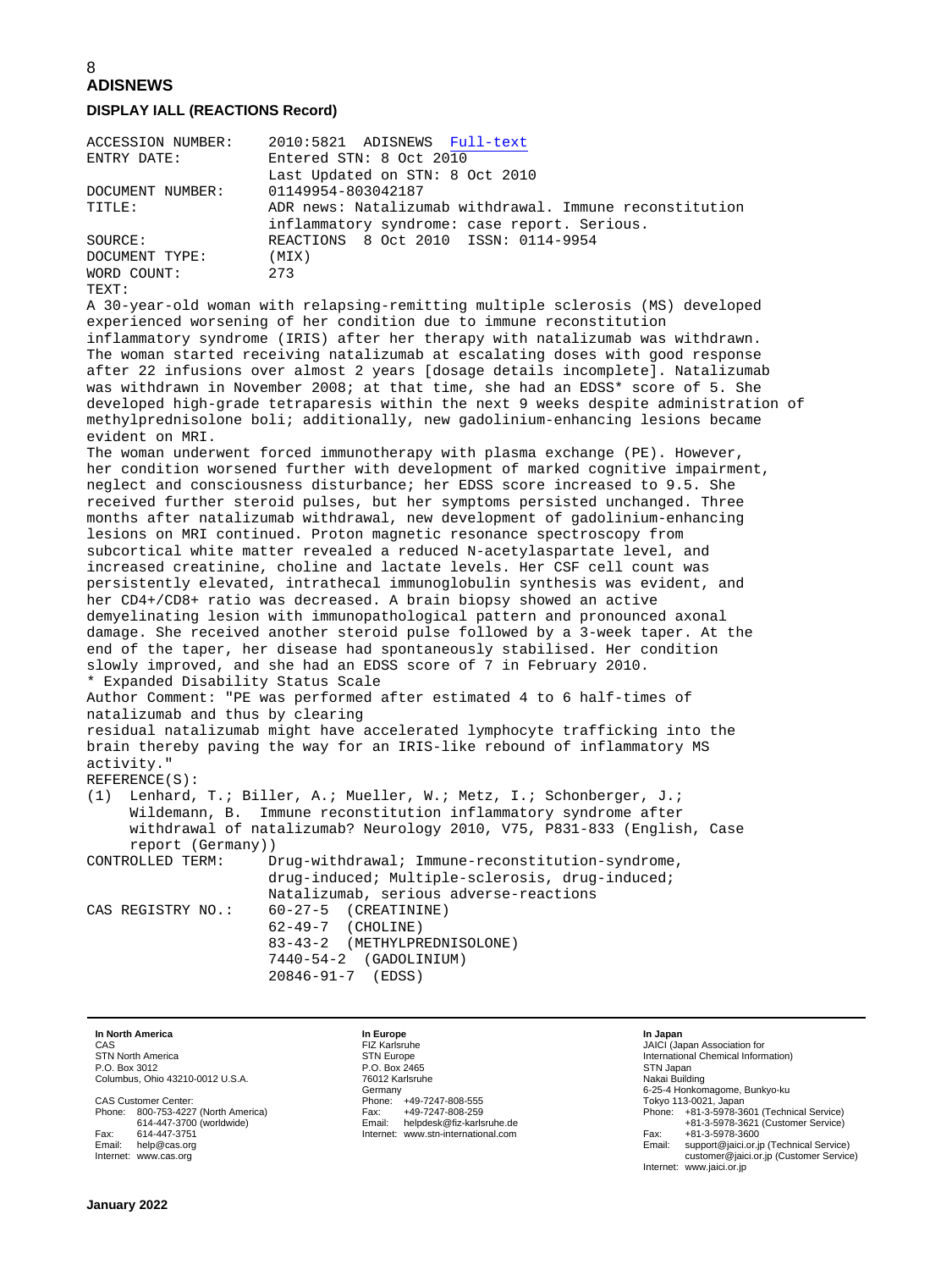## ADISNEWS

### DISPLAY IALL (REACTIONS Record)

```
ACCESSION NUMBER:    2010:5821  ADISNEWS  Full-text
ENTRY DATE:          Entered STN: 8 Oct 2010
                     Last Updated on STN: 8 Oct 2010
DOCUMENT NUMBER:     01149954-803042187
TITLE:               ADR news: Natalizumab withdrawal. Immune reconstitution
                     inflammatory syndrome: case report. Serious.
SOURCE:              REACTIONS  8 Oct 2010  ISSN: 0114-9954
DOCUMENT TYPE:       (MIX)
WORD COUNT:          273
TEXT:
A 30-year-old woman with relapsing-remitting multiple sclerosis (MS) developed
experienced worsening of her condition due to immune reconstitution
inflammatory syndrome (IRIS) after her therapy with natalizumab was withdrawn.
The woman started receiving natalizumab at escalating doses with good response
after 22 infusions over almost 2 years [dosage details incomplete]. Natalizumab
was withdrawn in November 2008; at that time, she had an EDSS* score of 5. She
developed high-grade tetraparesis within the next 9 weeks despite administration of
methylprednisolone boli; additionally, new gadolinium-enhancing lesions became
evident on MRI.
The woman underwent forced immunotherapy with plasma exchange (PE). However,
her condition worsened further with development of marked cognitive impairment,
neglect and consciousness disturbance; her EDSS score increased to 9.5. She
received further steroid pulses, but her symptoms persisted unchanged. Three
months after natalizumab withdrawal, new development of gadolinium-enhancing
lesions on MRI continued. Proton magnetic resonance spectroscopy from
subcortical white matter revealed a reduced N-acetylaspartate level, and
increased creatinine, choline and lactate levels. Her CSF cell count was
persistently elevated, intrathecal immunoglobulin synthesis was evident, and
her CD4+/CD8+ ratio was decreased. A brain biopsy showed an active
demyelinating lesion with immunopathological pattern and pronounced axonal
damage. She received another steroid pulse followed by a 3-week taper. At the
end of the taper, her disease had spontaneously stabilised. Her condition
slowly improved, and she had an EDSS score of 7 in February 2010.
* Expanded Disability Status Scale
Author Comment: "PE was performed after estimated 4 to 6 half-times of
natalizumab and thus by clearing
residual natalizumab might have accelerated lymphocyte trafficking into the
brain thereby paving the way for an IRIS-like rebound of inflammatory MS
activity."
REFERENCE(S):
(1)  Lenhard, T.; Biller, A.; Mueller, W.; Metz, I.; Schonberger, J.;
     Wildemann, B.  Immune reconstitution inflammatory syndrome after
     withdrawal of natalizumab? Neurology 2010, V75, P831-833 (English, Case
     report (Germany))
CONTROLLED TERM:     Drug-withdrawal; Immune-reconstitution-syndrome,
                     drug-induced; Multiple-sclerosis, drug-induced;
                     Natalizumab, serious adverse-reactions
CAS REGISTRY NO.:    60-27-5  (CREATININE)
                     62-49-7  (CHOLINE)
                     83-43-2  (METHYLPREDNISOLONE)
                     7440-54-2  (GADOLINIUM)
                     20846-91-7  (EDSS)
```

**In North America**
CAS
STN North America
P.O. Box 3012
Columbus, Ohio 43210-0012 U.S.A.

CAS Customer Center:
Phone: 800-753-4227 (North America)
614-447-3700 (worldwide)
Fax: 614-447-3751
Email: help@cas.org
Internet: www.cas.org

**In Europe**
FIZ Karlsruhe
STN Europe
P.O. Box 2465
76012 Karlsruhe
Germany
Phone: +49-7247-808-555
Fax: +49-7247-808-259
Email: helpdesk@fiz-karlsruhe.de
Internet: www.stn-international.com

**In Japan**
JAICI (Japan Association for International Chemical Information)
STN Japan
Nakai Building
6-25-4 Honkomagome, Bunkyo-ku
Tokyo 113-0021, Japan
Phone: +81-3-5978-3601 (Technical Service)
+81-3-5978-3621 (Customer Service)
Fax: +81-3-5978-3600
Email: support@jaici.or.jp (Technical Service)
customer@jaici.or.jp (Customer Service)
Internet: www.jaici.or.jp

**January 2022**